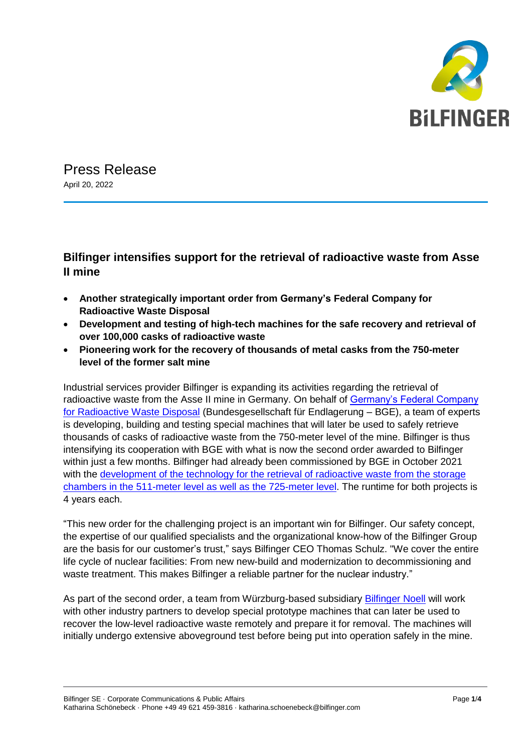# Press Release

April 20, 2022

## Bilfinger intensifies support for the retrieval of radioactive waste from Asse II mine

- **Another strategically important order from Germany's Federal Company for Radioactive Waste Disposal**
- **Development and testing of high-tech machines for the safe recovery and retrieval of over 100,000 casks of radioactive waste**
- **Pioneering work for the recovery of thousands of metal casks from the 750-meter level of the former salt mine**

Industrial services provider Bilfinger is expanding its activities regarding the retrieval of radioactive waste from the Asse II mine in Germany. On behalf of Germany's Federal Company for Radioactive Waste Disposal (Bundesgesellschaft für Endlagerung – BGE), a team of experts is developing, building and testing special machines that will later be used to safely retrieve thousands of casks of radioactive waste from the 750-meter level of the mine. Bilfinger is thus intensifying its cooperation with BGE with what is now the second order awarded to Bilfinger within just a few months. Bilfinger had already been commissioned by BGE in October 2021 with the development of the technology for the retrieval of radioactive waste from the storage chambers in the 511-meter level as well as the 725-meter level. The runtime for both projects is 4 years each.

"This new order for the challenging project is an important win for Bilfinger. Our safety concept, the expertise of our qualified specialists and the organizational know-how of the Bilfinger Group are the basis for our customer's trust," says Bilfinger CEO Thomas Schulz. "We cover the entire life cycle of nuclear facilities: From new new-build and modernization to decommissioning and waste treatment. This makes Bilfinger a reliable partner for the nuclear industry."

As part of the second order, a team from Würzburg-based subsidiary Bilfinger Noell will work with other industry partners to develop special prototype machines that can later be used to recover the low-level radioactive waste remotely and prepare it for removal. The machines will initially undergo extensive aboveground test before being put into operation safely in the mine.

Bilfinger SE · Corporate Communications & Public Affairs
Katharina Schönebeck · Phone +49 49 621 459-3816 · katharina.schoenebeck@bilfinger.com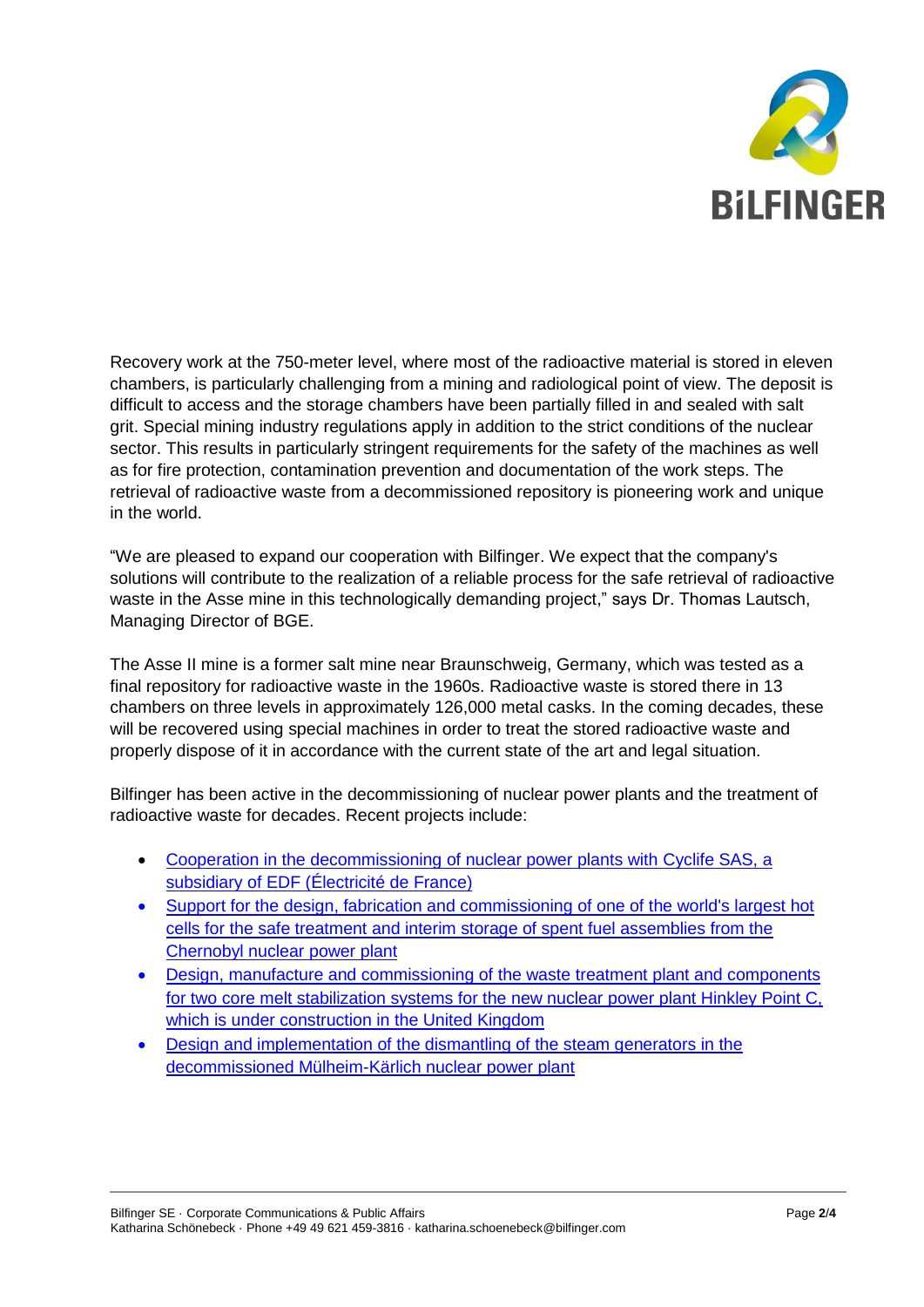Recovery work at the 750-meter level, where most of the radioactive material is stored in eleven chambers, is particularly challenging from a mining and radiological point of view. The deposit is difficult to access and the storage chambers have been partially filled in and sealed with salt grit. Special mining industry regulations apply in addition to the strict conditions of the nuclear sector. This results in particularly stringent requirements for the safety of the machines as well as for fire protection, contamination prevention and documentation of the work steps. The retrieval of radioactive waste from a decommissioned repository is pioneering work and unique in the world.

“We are pleased to expand our cooperation with Bilfinger. We expect that the company's solutions will contribute to the realization of a reliable process for the safe retrieval of radioactive waste in the Asse mine in this technologically demanding project,” says Dr. Thomas Lautsch, Managing Director of BGE.

The Asse II mine is a former salt mine near Braunschweig, Germany, which was tested as a final repository for radioactive waste in the 1960s. Radioactive waste is stored there in 13 chambers on three levels in approximately 126,000 metal casks. In the coming decades, these will be recovered using special machines in order to treat the stored radioactive waste and properly dispose of it in accordance with the current state of the art and legal situation.

Bilfinger has been active in the decommissioning of nuclear power plants and the treatment of radioactive waste for decades. Recent projects include:

- Cooperation in the decommissioning of nuclear power plants with Cyclife SAS, a subsidiary of EDF (Électricité de France)
- Support for the design, fabrication and commissioning of one of the world's largest hot cells for the safe treatment and interim storage of spent fuel assemblies from the Chernobyl nuclear power plant
- Design, manufacture and commissioning of the waste treatment plant and components for two core melt stabilization systems for the new nuclear power plant Hinkley Point C, which is under construction in the United Kingdom
- Design and implementation of the dismantling of the steam generators in the decommissioned Mülheim-Kärlich nuclear power plant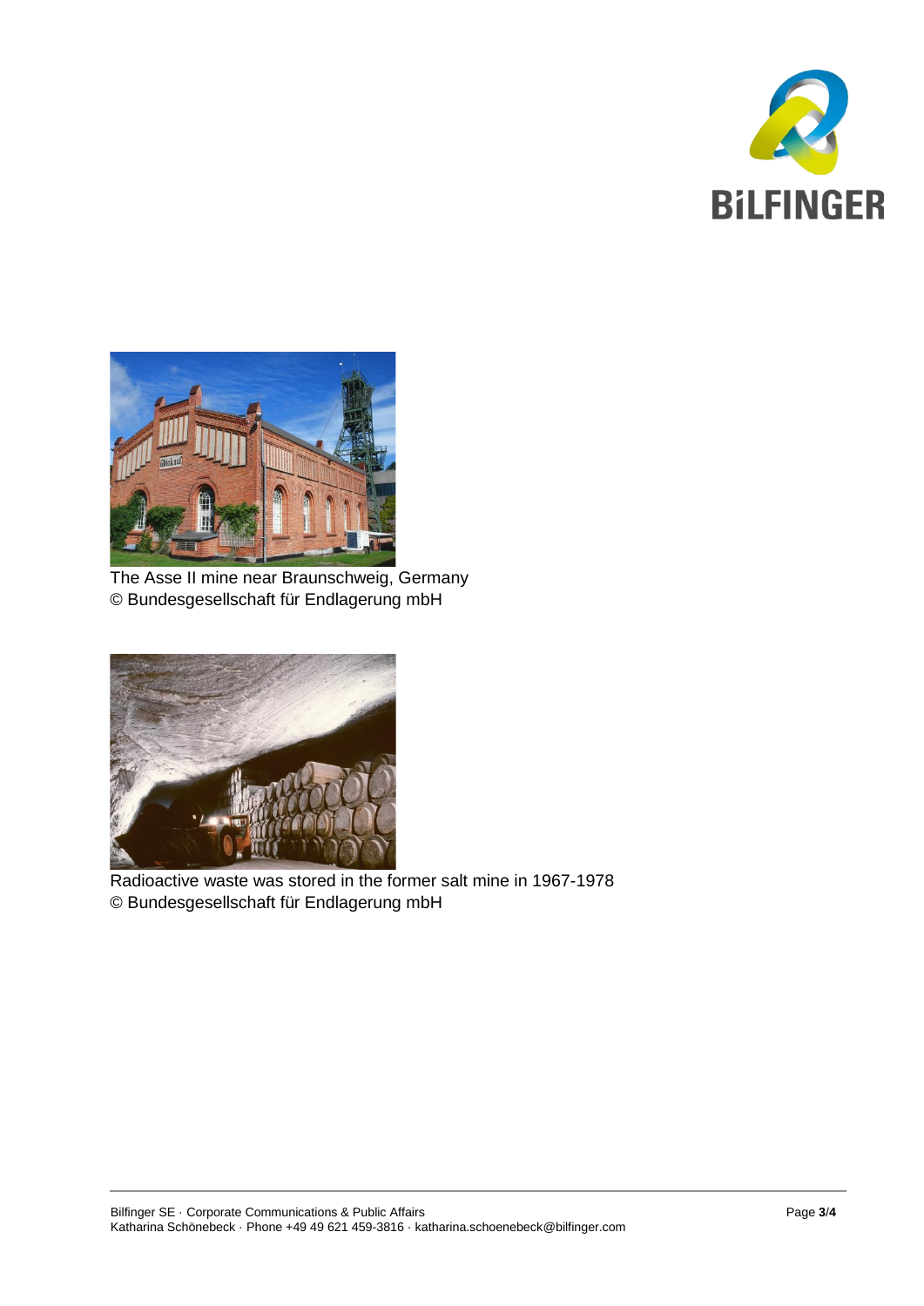The Asse II mine near Braunschweig, Germany
© Bundesgesellschaft für Endlagerung mbH

Radioactive waste was stored in the former salt mine in 1967-1978
© Bundesgesellschaft für Endlagerung mbH

Bilfinger SE · Corporate Communications & Public Affairs
Katharina Schönebeck · Phone +49 49 621 459-3816 · katharina.schoenebeck@bilfinger.com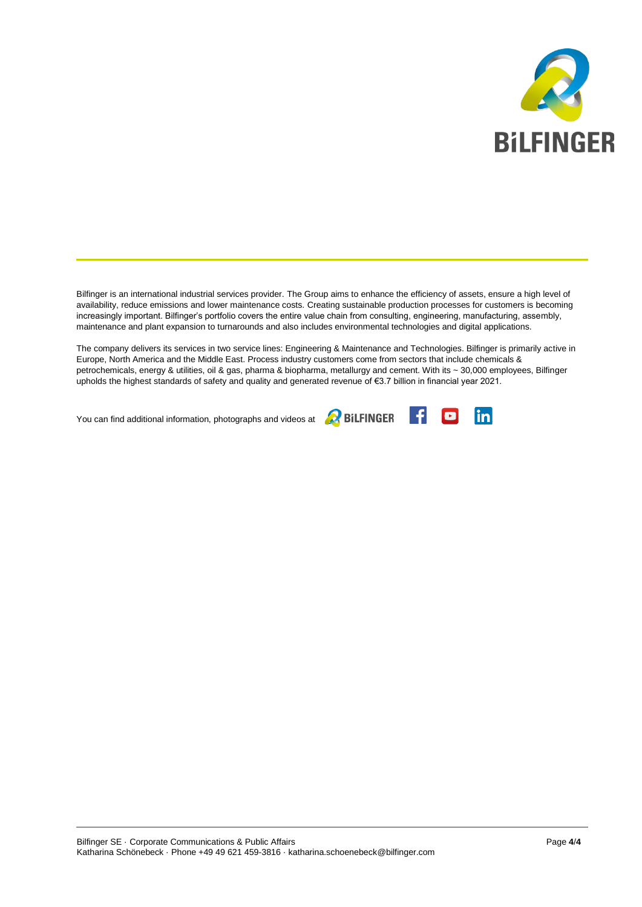Bilfinger is an international industrial services provider. The Group aims to enhance the efficiency of assets, ensure a high level of availability, reduce emissions and lower maintenance costs. Creating sustainable production processes for customers is becoming increasingly important. Bilfinger's portfolio covers the entire value chain from consulting, engineering, manufacturing, assembly, maintenance and plant expansion to turnarounds and also includes environmental technologies and digital applications.

The company delivers its services in two service lines: Engineering & Maintenance and Technologies. Bilfinger is primarily active in Europe, North America and the Middle East. Process industry customers come from sectors that include chemicals & petrochemicals, energy & utilities, oil & gas, pharma & biopharma, metallurgy and cement. With its ~ 30,000 employees, Bilfinger upholds the highest standards of safety and quality and generated revenue of €3.7 billion in financial year 2021.

You can find additional information, photographs and videos at BILFINGER

Bilfinger SE · Corporate Communications & Public Affairs
Katharina Schönebeck · Phone +49 49 621 459-3816 · katharina.schoenebeck@bilfinger.com